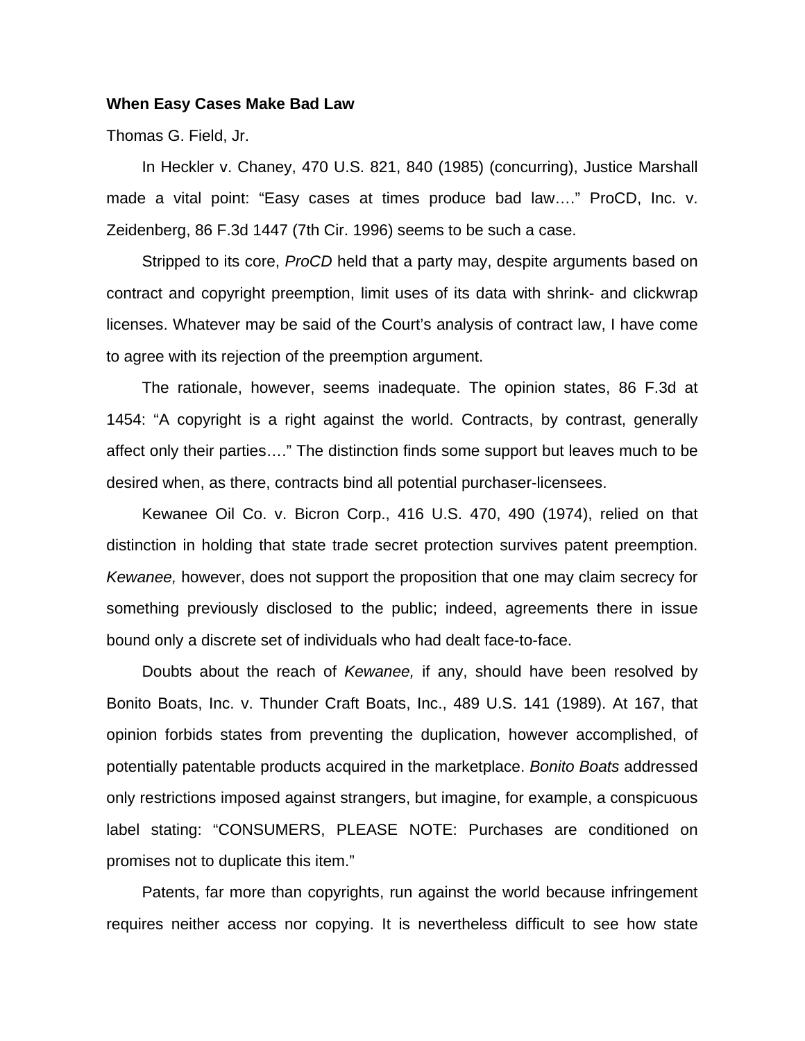**When Easy Cases Make Bad Law**

Thomas G. Field, Jr.

In Heckler v. Chaney, 470 U.S. 821, 840 (1985) (concurring), Justice Marshall made a vital point: "Easy cases at times produce bad law…." ProCD, Inc. v. Zeidenberg, 86 F.3d 1447 (7th Cir. 1996) seems to be such a case.

Stripped to its core, *ProCD* held that a party may, despite arguments based on contract and copyright preemption, limit uses of its data with shrink- and clickwrap licenses. Whatever may be said of the Court's analysis of contract law, I have come to agree with its rejection of the preemption argument.

The rationale, however, seems inadequate. The opinion states, 86 F.3d at 1454: "A copyright is a right against the world. Contracts, by contrast, generally affect only their parties…." The distinction finds some support but leaves much to be desired when, as there, contracts bind all potential purchaser-licensees.

Kewanee Oil Co. v. Bicron Corp., 416 U.S. 470, 490 (1974), relied on that distinction in holding that state trade secret protection survives patent preemption. *Kewanee,* however, does not support the proposition that one may claim secrecy for something previously disclosed to the public; indeed, agreements there in issue bound only a discrete set of individuals who had dealt face-to-face.

Doubts about the reach of *Kewanee,* if any, should have been resolved by Bonito Boats, Inc. v. Thunder Craft Boats, Inc., 489 U.S. 141 (1989). At 167, that opinion forbids states from preventing the duplication, however accomplished, of potentially patentable products acquired in the marketplace. *Bonito Boats* addressed only restrictions imposed against strangers, but imagine, for example, a conspicuous label stating: "CONSUMERS, PLEASE NOTE: Purchases are conditioned on promises not to duplicate this item."

Patents, far more than copyrights, run against the world because infringement requires neither access nor copying. It is nevertheless difficult to see how state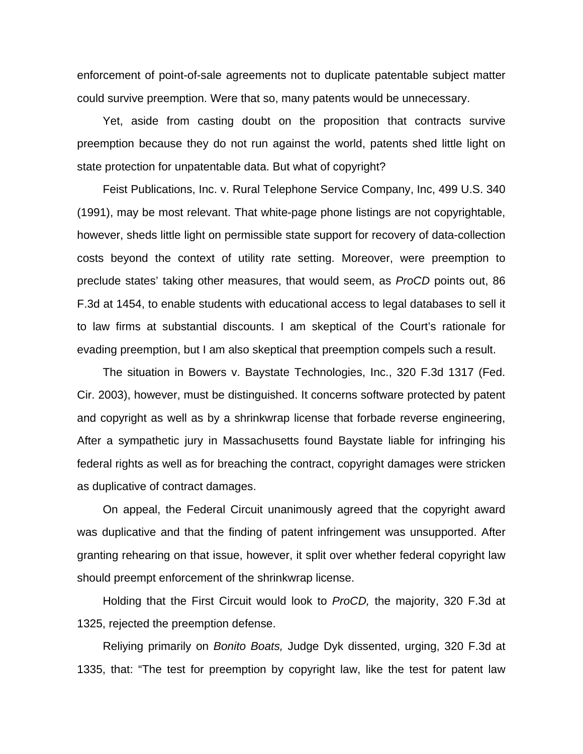enforcement of point-of-sale agreements not to duplicate patentable subject matter could survive preemption. Were that so, many patents would be unnecessary.

Yet, aside from casting doubt on the proposition that contracts survive preemption because they do not run against the world, patents shed little light on state protection for unpatentable data. But what of copyright?

Feist Publications, Inc. v. Rural Telephone Service Company, Inc, 499 U.S. 340 (1991), may be most relevant. That white-page phone listings are not copyrightable, however, sheds little light on permissible state support for recovery of data-collection costs beyond the context of utility rate setting. Moreover, were preemption to preclude states' taking other measures, that would seem, as *ProCD* points out, 86 F.3d at 1454, to enable students with educational access to legal databases to sell it to law firms at substantial discounts. I am skeptical of the Court's rationale for evading preemption, but I am also skeptical that preemption compels such a result.

The situation in Bowers v. Baystate Technologies, Inc., 320 F.3d 1317 (Fed. Cir. 2003), however, must be distinguished. It concerns software protected by patent and copyright as well as by a shrinkwrap license that forbade reverse engineering, After a sympathetic jury in Massachusetts found Baystate liable for infringing his federal rights as well as for breaching the contract, copyright damages were stricken as duplicative of contract damages.

On appeal, the Federal Circuit unanimously agreed that the copyright award was duplicative and that the finding of patent infringement was unsupported. After granting rehearing on that issue, however, it split over whether federal copyright law should preempt enforcement of the shrinkwrap license.

Holding that the First Circuit would look to *ProCD,* the majority, 320 F.3d at 1325, rejected the preemption defense.

Reliying primarily on *Bonito Boats,* Judge Dyk dissented, urging, 320 F.3d at 1335, that: "The test for preemption by copyright law, like the test for patent law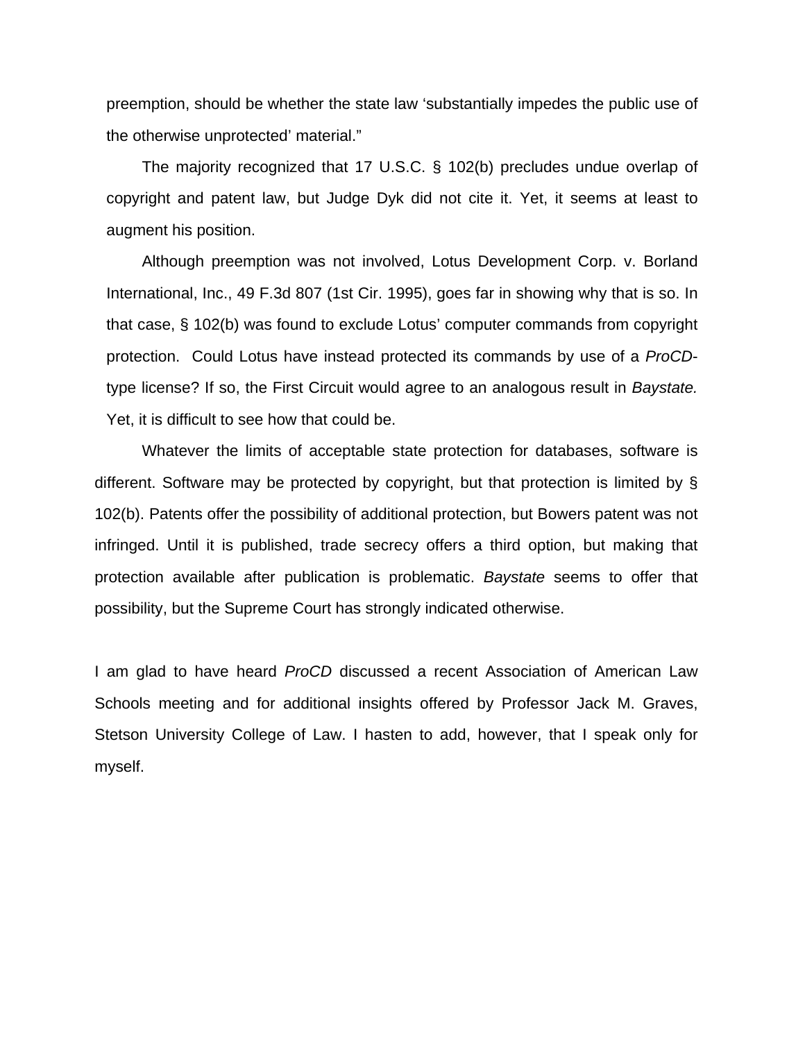preemption, should be whether the state law 'substantially impedes the public use of the otherwise unprotected' material."

The majority recognized that 17 U.S.C. § 102(b) precludes undue overlap of copyright and patent law, but Judge Dyk did not cite it. Yet, it seems at least to augment his position.

Although preemption was not involved, Lotus Development Corp. v. Borland International, Inc., 49 F.3d 807 (1st Cir. 1995), goes far in showing why that is so. In that case, § 102(b) was found to exclude Lotus' computer commands from copyright protection. Could Lotus have instead protected its commands by use of a *ProCD*-type license? If so, the First Circuit would agree to an analogous result in *Baystate.* Yet, it is difficult to see how that could be.

Whatever the limits of acceptable state protection for databases, software is different. Software may be protected by copyright, but that protection is limited by § 102(b). Patents offer the possibility of additional protection, but Bowers patent was not infringed. Until it is published, trade secrecy offers a third option, but making that protection available after publication is problematic. *Baystate* seems to offer that possibility, but the Supreme Court has strongly indicated otherwise.

I am glad to have heard *ProCD* discussed a recent Association of American Law Schools meeting and for additional insights offered by Professor Jack M. Graves, Stetson University College of Law. I hasten to add, however, that I speak only for myself.